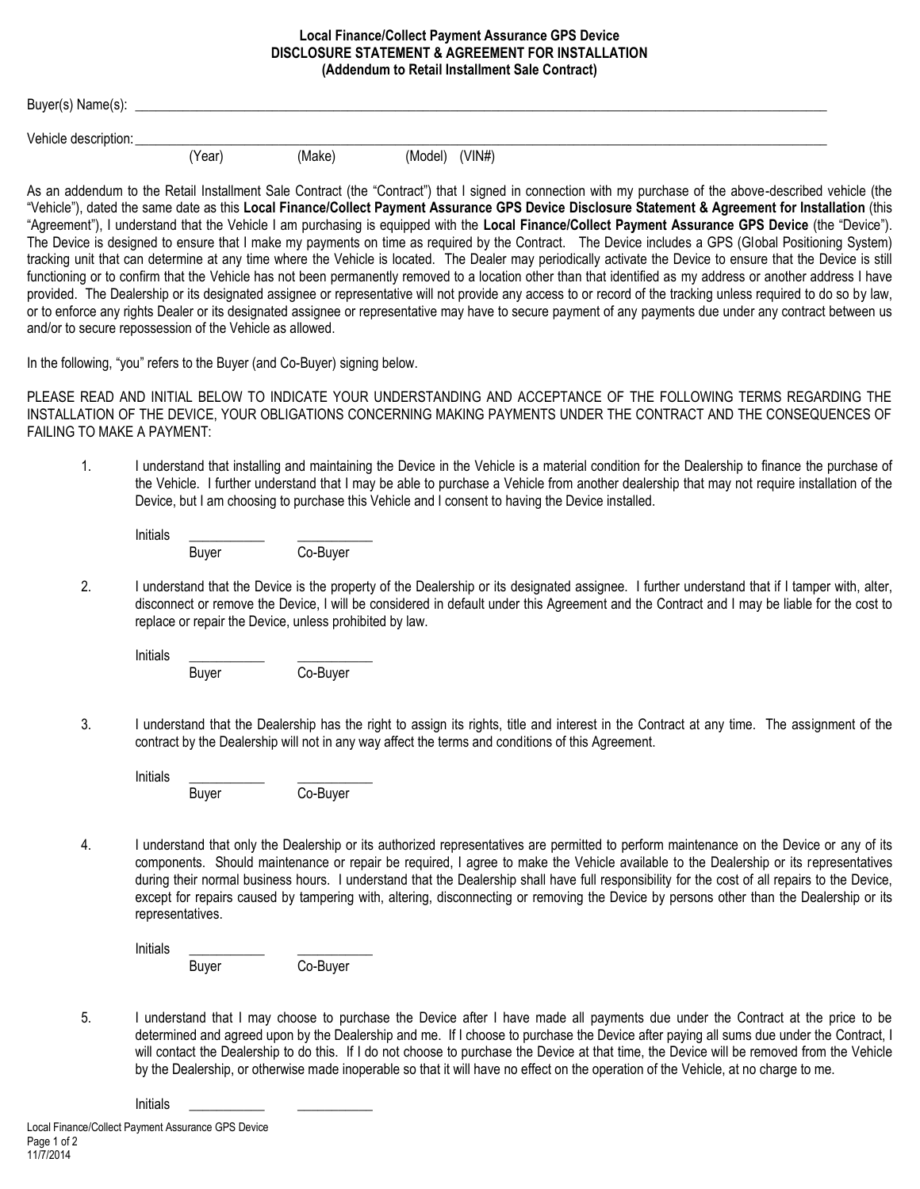**Local Finance/Collect Payment Assurance GPS Device**
**DISCLOSURE STATEMENT & AGREEMENT FOR INSTALLATION**
**(Addendum to Retail Installment Sale Contract)**

Buyer(s) Name(s): ______________________________________________________________________________

Vehicle description: ______________________________________________________________________________
(Year) (Make) (Model) (VIN#)

As an addendum to the Retail Installment Sale Contract (the "Contract") that I signed in connection with my purchase of the above-described vehicle (the "Vehicle"), dated the same date as this **Local Finance/Collect Payment Assurance GPS Device Disclosure Statement & Agreement for Installation** (this "Agreement"), I understand that the Vehicle I am purchasing is equipped with the **Local Finance/Collect Payment Assurance GPS Device** (the "Device"). The Device is designed to ensure that I make my payments on time as required by the Contract. The Device includes a GPS (Global Positioning System) tracking unit that can determine at any time where the Vehicle is located. The Dealer may periodically activate the Device to ensure that the Device is still functioning or to confirm that the Vehicle has not been permanently removed to a location other than that identified as my address or another address I have provided. The Dealership or its designated assignee or representative will not provide any access to or record of the tracking unless required to do so by law, or to enforce any rights Dealer or its designated assignee or representative may have to secure payment of any payments due under any contract between us and/or to secure repossession of the Vehicle as allowed.

In the following, "you" refers to the Buyer (and Co-Buyer) signing below.

PLEASE READ AND INITIAL BELOW TO INDICATE YOUR UNDERSTANDING AND ACCEPTANCE OF THE FOLLOWING TERMS REGARDING THE INSTALLATION OF THE DEVICE, YOUR OBLIGATIONS CONCERNING MAKING PAYMENTS UNDER THE CONTRACT AND THE CONSEQUENCES OF FAILING TO MAKE A PAYMENT:

1. I understand that installing and maintaining the Device in the Vehicle is a material condition for the Dealership to finance the purchase of the Vehicle. I further understand that I may be able to purchase a Vehicle from another dealership that may not require installation of the Device, but I am choosing to purchase this Vehicle and I consent to having the Device installed.

   Initials ___________ ___________
   Buyer Co-Buyer

2. I understand that the Device is the property of the Dealership or its designated assignee. I further understand that if I tamper with, alter, disconnect or remove the Device, I will be considered in default under this Agreement and the Contract and I may be liable for the cost to replace or repair the Device, unless prohibited by law.

   Initials ___________ ___________
   Buyer Co-Buyer

3. I understand that the Dealership has the right to assign its rights, title and interest in the Contract at any time. The assignment of the contract by the Dealership will not in any way affect the terms and conditions of this Agreement.

   Initials ___________ ___________
   Buyer Co-Buyer

4. I understand that only the Dealership or its authorized representatives are permitted to perform maintenance on the Device or any of its components. Should maintenance or repair be required, I agree to make the Vehicle available to the Dealership or its representatives during their normal business hours. I understand that the Dealership shall have full responsibility for the cost of all repairs to the Device, except for repairs caused by tampering with, altering, disconnecting or removing the Device by persons other than the Dealership or its representatives.

   Initials ___________ ___________
   Buyer Co-Buyer

5. I understand that I may choose to purchase the Device after I have made all payments due under the Contract at the price to be determined and agreed upon by the Dealership and me. If I choose to purchase the Device after paying all sums due under the Contract, I will contact the Dealership to do this. If I do not choose to purchase the Device at that time, the Device will be removed from the Vehicle by the Dealership, or otherwise made inoperable so that it will have no effect on the operation of the Vehicle, at no charge to me.

   Initials ___________ ___________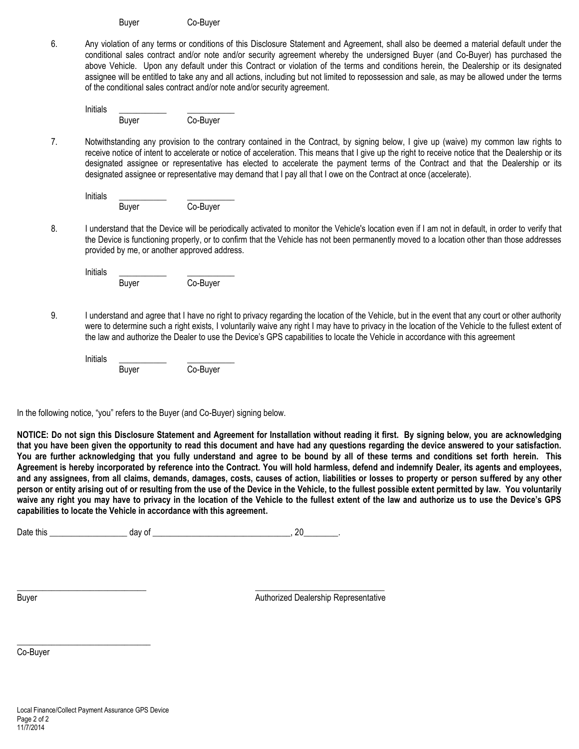Buyer Co-Buyer

6. Any violation of any terms or conditions of this Disclosure Statement and Agreement, shall also be deemed a material default under the conditional sales contract and/or note and/or security agreement whereby the undersigned Buyer (and Co-Buyer) has purchased the above Vehicle. Upon any default under this Contract or violation of the terms and conditions herein, the Dealership or its designated assignee will be entitled to take any and all actions, including but not limited to repossession and sale, as may be allowed under the terms of the conditional sales contract and/or note and/or security agreement.

   Initials ___________ ___________
   Buyer Co-Buyer

7. Notwithstanding any provision to the contrary contained in the Contract, by signing below, I give up (waive) my common law rights to receive notice of intent to accelerate or notice of acceleration. This means that I give up the right to receive notice that the Dealership or its designated assignee or representative has elected to accelerate the payment terms of the Contract and that the Dealership or its designated assignee or representative may demand that I pay all that I owe on the Contract at once (accelerate).

   Initials ___________ ___________
   Buyer Co-Buyer

8. I understand that the Device will be periodically activated to monitor the Vehicle's location even if I am not in default, in order to verify that the Device is functioning properly, or to confirm that the Vehicle has not been permanently moved to a location other than those addresses provided by me, or another approved address.

   Initials ___________ ___________
   Buyer Co-Buyer

9. I understand and agree that I have no right to privacy regarding the location of the Vehicle, but in the event that any court or other authority were to determine such a right exists, I voluntarily waive any right I may have to privacy in the location of the Vehicle to the fullest extent of the law and authorize the Dealer to use the Device's GPS capabilities to locate the Vehicle in accordance with this agreement

   Initials ___________ ___________
   Buyer Co-Buyer

In the following notice, "you" refers to the Buyer (and Co-Buyer) signing below.

**NOTICE: Do not sign this Disclosure Statement and Agreement for Installation without reading it first. By signing below, you are acknowledging that you have been given the opportunity to read this document and have had any questions regarding the device answered to your satisfaction. You are further acknowledging that you fully understand and agree to be bound by all of these terms and conditions set forth herein. This Agreement is hereby incorporated by reference into the Contract. You will hold harmless, defend and indemnify Dealer, its agents and employees, and any assignees, from all claims, demands, damages, costs, causes of action, liabilities or losses to property or person suffered by any other person or entity arising out of or resulting from the use of the Device in the Vehicle, to the fullest possible extent permitted by law. You voluntarily waive any right you may have to privacy in the location of the Vehicle to the fullest extent of the law and authorize us to use the Device's GPS capabilities to locate the Vehicle in accordance with this agreement.**

Date this _________________ day of _______________________________, 20________.

______________________________ ______________________________
Buyer Authorized Dealership Representative

______________________________
Co-Buyer

Local Finance/Collect Payment Assurance GPS Device
11/7/2014